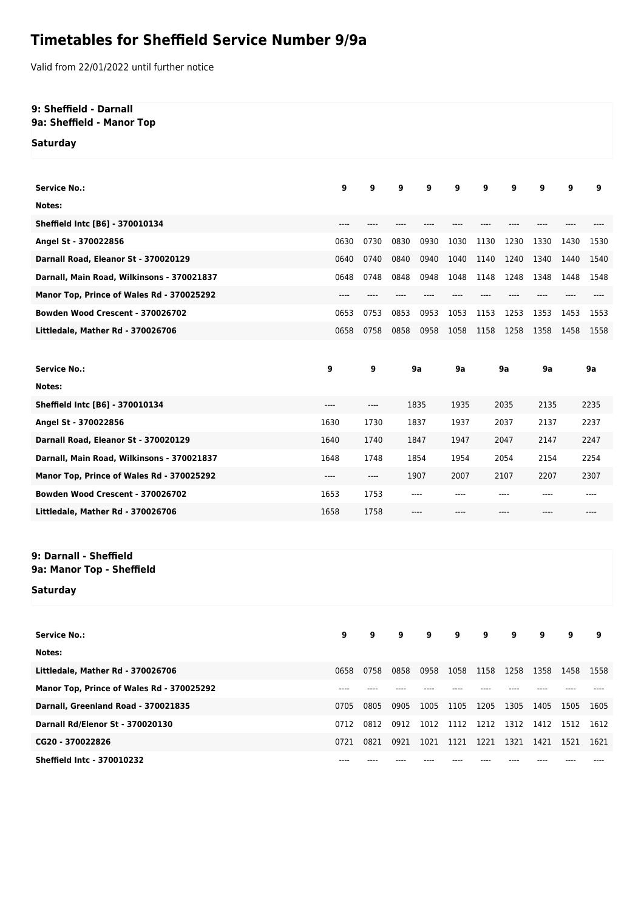# Timetables for Sheffield Service Number 9/9a

Valid from 22/01/2022 until further notice

**9: Sheffield - Darnall**
**9a: Sheffield - Manor Top**

**Saturday**

| Service No.: | 9 | 9 | 9 | 9 | 9 | 9 | 9 | 9 | 9 | 9 |
|---|---|---|---|---|---|---|---|---|---|---|
| Notes: | | | | | | | | | | |
| Sheffield Intc [B6] - 370010134 | ---- | ---- | ---- | ---- | ---- | ---- | ---- | ---- | ---- | ---- |
| Angel St - 370022856 | 0630 | 0730 | 0830 | 0930 | 1030 | 1130 | 1230 | 1330 | 1430 | 1530 |
| Darnall Road, Eleanor St - 370020129 | 0640 | 0740 | 0840 | 0940 | 1040 | 1140 | 1240 | 1340 | 1440 | 1540 |
| Darnall, Main Road, Wilkinsons - 370021837 | 0648 | 0748 | 0848 | 0948 | 1048 | 1148 | 1248 | 1348 | 1448 | 1548 |
| Manor Top, Prince of Wales Rd - 370025292 | ---- | ---- | ---- | ---- | ---- | ---- | ---- | ---- | ---- | ---- |
| Bowden Wood Crescent - 370026702 | 0653 | 0753 | 0853 | 0953 | 1053 | 1153 | 1253 | 1353 | 1453 | 1553 |
| Littledale, Mather Rd - 370026706 | 0658 | 0758 | 0858 | 0958 | 1058 | 1158 | 1258 | 1358 | 1458 | 1558 |

| Service No.: | 9 | 9 | 9a | 9a | 9a | 9a | 9a |
|---|---|---|---|---|---|---|---|
| Notes: | | | | | | | |
| Sheffield Intc [B6] - 370010134 | ---- | ---- | 1835 | 1935 | 2035 | 2135 | 2235 |
| Angel St - 370022856 | 1630 | 1730 | 1837 | 1937 | 2037 | 2137 | 2237 |
| Darnall Road, Eleanor St - 370020129 | 1640 | 1740 | 1847 | 1947 | 2047 | 2147 | 2247 |
| Darnall, Main Road, Wilkinsons - 370021837 | 1648 | 1748 | 1854 | 1954 | 2054 | 2154 | 2254 |
| Manor Top, Prince of Wales Rd - 370025292 | ---- | ---- | 1907 | 2007 | 2107 | 2207 | 2307 |
| Bowden Wood Crescent - 370026702 | 1653 | 1753 | ---- | ---- | ---- | ---- | ---- |
| Littledale, Mather Rd - 370026706 | 1658 | 1758 | ---- | ---- | ---- | ---- | ---- |

**9: Darnall - Sheffield**
**9a: Manor Top - Sheffield**

**Saturday**

| Service No.: | 9 | 9 | 9 | 9 | 9 | 9 | 9 | 9 | 9 | 9 |
|---|---|---|---|---|---|---|---|---|---|---|
| Notes: | | | | | | | | | | |
| Littledale, Mather Rd - 370026706 | 0658 | 0758 | 0858 | 0958 | 1058 | 1158 | 1258 | 1358 | 1458 | 1558 |
| Manor Top, Prince of Wales Rd - 370025292 | ---- | ---- | ---- | ---- | ---- | ---- | ---- | ---- | ---- | ---- |
| Darnall, Greenland Road - 370021835 | 0705 | 0805 | 0905 | 1005 | 1105 | 1205 | 1305 | 1405 | 1505 | 1605 |
| Darnall Rd/Elenor St - 370020130 | 0712 | 0812 | 0912 | 1012 | 1112 | 1212 | 1312 | 1412 | 1512 | 1612 |
| CG20 - 370022826 | 0721 | 0821 | 0921 | 1021 | 1121 | 1221 | 1321 | 1421 | 1521 | 1621 |
| Sheffield Intc - 370010232 | ---- | ---- | ---- | ---- | ---- | ---- | ---- | ---- | ---- | ---- |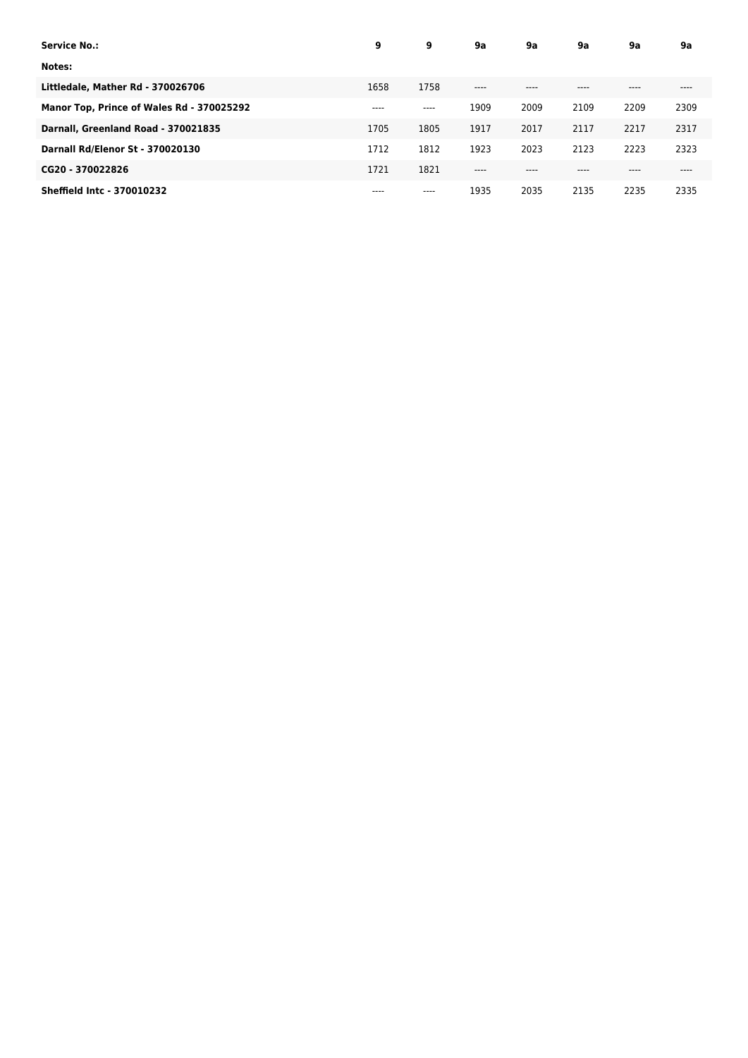| Service No.: | 9 | 9 | 9a | 9a | 9a | 9a | 9a |
|---|---|---|---|---|---|---|---|
| **Notes:** | | | | | | | |
| **Littledale, Mather Rd - 370026706** | 1658 | 1758 | ---- | ---- | ---- | ---- | ---- |
| **Manor Top, Prince of Wales Rd - 370025292** | ---- | ---- | 1909 | 2009 | 2109 | 2209 | 2309 |
| **Darnall, Greenland Road - 370021835** | 1705 | 1805 | 1917 | 2017 | 2117 | 2217 | 2317 |
| **Darnall Rd/Elenor St - 370020130** | 1712 | 1812 | 1923 | 2023 | 2123 | 2223 | 2323 |
| **CG20 - 370022826** | 1721 | 1821 | ---- | ---- | ---- | ---- | ---- |
| **Sheffield Intc - 370010232** | ---- | ---- | 1935 | 2035 | 2135 | 2235 | 2335 |